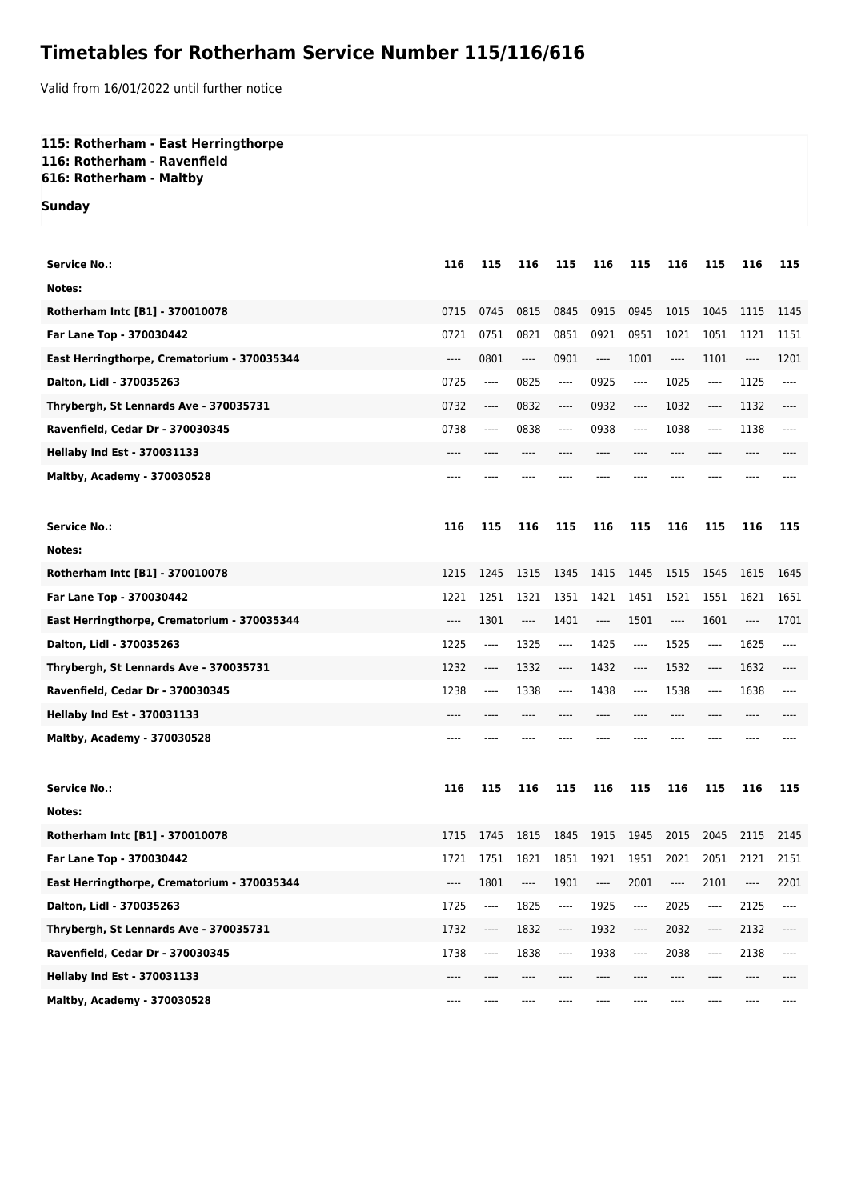# Timetables for Rotherham Service Number 115/116/616

Valid from 16/01/2022 until further notice

**115: Rotherham - East Herringthorpe**
**116: Rotherham - Ravenfield**
**616: Rotherham - Maltby**

**Sunday**

| **Service No.:** | **116** | **115** | **116** | **115** | **116** | **115** | **116** | **115** | **116** | **115** |
|---|---|---|---|---|---|---|---|---|---|---|
| **Notes:** | | | | | | | | | | |
| **Rotherham Intc [B1] - 370010078** | 0715 | 0745 | 0815 | 0845 | 0915 | 0945 | 1015 | 1045 | 1115 | 1145 |
| **Far Lane Top - 370030442** | 0721 | 0751 | 0821 | 0851 | 0921 | 0951 | 1021 | 1051 | 1121 | 1151 |
| **East Herringthorpe, Crematorium - 370035344** | ---- | 0801 | ---- | 0901 | ---- | 1001 | ---- | 1101 | ---- | 1201 |
| **Dalton, Lidl - 370035263** | 0725 | ---- | 0825 | ---- | 0925 | ---- | 1025 | ---- | 1125 | ---- |
| **Thrybergh, St Lennards Ave - 370035731** | 0732 | ---- | 0832 | ---- | 0932 | ---- | 1032 | ---- | 1132 | ---- |
| **Ravenfield, Cedar Dr - 370030345** | 0738 | ---- | 0838 | ---- | 0938 | ---- | 1038 | ---- | 1138 | ---- |
| **Hellaby Ind Est - 370031133** | ---- | ---- | ---- | ---- | ---- | ---- | ---- | ---- | ---- | ---- |
| **Maltby, Academy - 370030528** | ---- | ---- | ---- | ---- | ---- | ---- | ---- | ---- | ---- | ---- |

| **Service No.:** | **116** | **115** | **116** | **115** | **116** | **115** | **116** | **115** | **116** | **115** |
|---|---|---|---|---|---|---|---|---|---|---|
| **Notes:** | | | | | | | | | | |
| **Rotherham Intc [B1] - 370010078** | 1215 | 1245 | 1315 | 1345 | 1415 | 1445 | 1515 | 1545 | 1615 | 1645 |
| **Far Lane Top - 370030442** | 1221 | 1251 | 1321 | 1351 | 1421 | 1451 | 1521 | 1551 | 1621 | 1651 |
| **East Herringthorpe, Crematorium - 370035344** | ---- | 1301 | ---- | 1401 | ---- | 1501 | ---- | 1601 | ---- | 1701 |
| **Dalton, Lidl - 370035263** | 1225 | ---- | 1325 | ---- | 1425 | ---- | 1525 | ---- | 1625 | ---- |
| **Thrybergh, St Lennards Ave - 370035731** | 1232 | ---- | 1332 | ---- | 1432 | ---- | 1532 | ---- | 1632 | ---- |
| **Ravenfield, Cedar Dr - 370030345** | 1238 | ---- | 1338 | ---- | 1438 | ---- | 1538 | ---- | 1638 | ---- |
| **Hellaby Ind Est - 370031133** | ---- | ---- | ---- | ---- | ---- | ---- | ---- | ---- | ---- | ---- |
| **Maltby, Academy - 370030528** | ---- | ---- | ---- | ---- | ---- | ---- | ---- | ---- | ---- | ---- |

| **Service No.:** | **116** | **115** | **116** | **115** | **116** | **115** | **116** | **115** | **116** | **115** |
|---|---|---|---|---|---|---|---|---|---|---|
| **Notes:** | | | | | | | | | | |
| **Rotherham Intc [B1] - 370010078** | 1715 | 1745 | 1815 | 1845 | 1915 | 1945 | 2015 | 2045 | 2115 | 2145 |
| **Far Lane Top - 370030442** | 1721 | 1751 | 1821 | 1851 | 1921 | 1951 | 2021 | 2051 | 2121 | 2151 |
| **East Herringthorpe, Crematorium - 370035344** | ---- | 1801 | ---- | 1901 | ---- | 2001 | ---- | 2101 | ---- | 2201 |
| **Dalton, Lidl - 370035263** | 1725 | ---- | 1825 | ---- | 1925 | ---- | 2025 | ---- | 2125 | ---- |
| **Thrybergh, St Lennards Ave - 370035731** | 1732 | ---- | 1832 | ---- | 1932 | ---- | 2032 | ---- | 2132 | ---- |
| **Ravenfield, Cedar Dr - 370030345** | 1738 | ---- | 1838 | ---- | 1938 | ---- | 2038 | ---- | 2138 | ---- |
| **Hellaby Ind Est - 370031133** | ---- | ---- | ---- | ---- | ---- | ---- | ---- | ---- | ---- | ---- |
| **Maltby, Academy - 370030528** | ---- | ---- | ---- | ---- | ---- | ---- | ---- | ---- | ---- | ---- |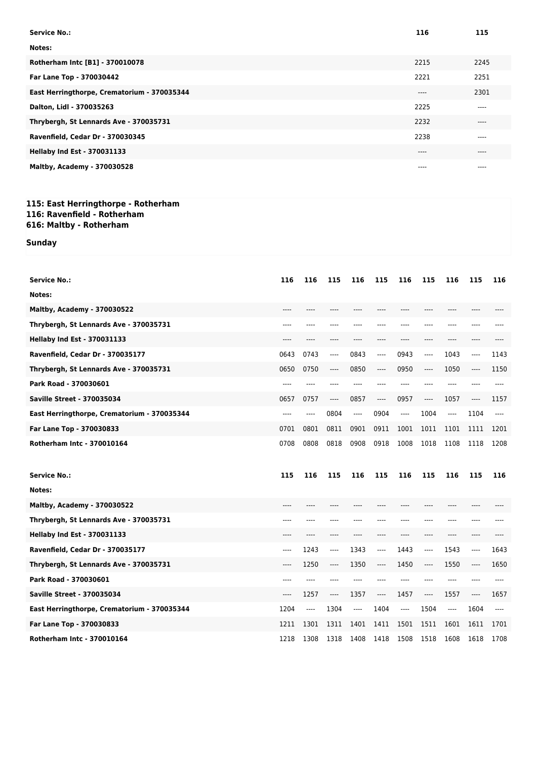| Service No.: | 116 | 115 |
|---|---|---|
| Notes: | | |
| Rotherham Intc [B1] - 370010078 | 2215 | 2245 |
| Far Lane Top - 370030442 | 2221 | 2251 |
| East Herringthorpe, Crematorium - 370035344 | ---- | 2301 |
| Dalton, Lidl - 370035263 | 2225 | ---- |
| Thrybergh, St Lennards Ave - 370035731 | 2232 | ---- |
| Ravenfield, Cedar Dr - 370030345 | 2238 | ---- |
| Hellaby Ind Est - 370031133 | ---- | ---- |
| Maltby, Academy - 370030528 | ---- | ---- |

**115: East Herringthorpe - Rotherham**
**116: Ravenfield - Rotherham**
**616: Maltby - Rotherham**

**Sunday**

| Service No.: | 116 | 116 | 115 | 116 | 115 | 116 | 115 | 116 | 115 | 116 |
|---|---|---|---|---|---|---|---|---|---|---|
| Notes: | | | | | | | | | | |
| Maltby, Academy - 370030522 | ---- | ---- | ---- | ---- | ---- | ---- | ---- | ---- | ---- | ---- |
| Thrybergh, St Lennards Ave - 370035731 | ---- | ---- | ---- | ---- | ---- | ---- | ---- | ---- | ---- | ---- |
| Hellaby Ind Est - 370031133 | ---- | ---- | ---- | ---- | ---- | ---- | ---- | ---- | ---- | ---- |
| Ravenfield, Cedar Dr - 370035177 | 0643 | 0743 | ---- | 0843 | ---- | 0943 | ---- | 1043 | ---- | 1143 |
| Thrybergh, St Lennards Ave - 370035731 | 0650 | 0750 | ---- | 0850 | ---- | 0950 | ---- | 1050 | ---- | 1150 |
| Park Road - 370030601 | ---- | ---- | ---- | ---- | ---- | ---- | ---- | ---- | ---- | ---- |
| Saville Street - 370035034 | 0657 | 0757 | ---- | 0857 | ---- | 0957 | ---- | 1057 | ---- | 1157 |
| East Herringthorpe, Crematorium - 370035344 | ---- | ---- | 0804 | ---- | 0904 | ---- | 1004 | ---- | 1104 | ---- |
| Far Lane Top - 370030833 | 0701 | 0801 | 0811 | 0901 | 0911 | 1001 | 1011 | 1101 | 1111 | 1201 |
| Rotherham Intc - 370010164 | 0708 | 0808 | 0818 | 0908 | 0918 | 1008 | 1018 | 1108 | 1118 | 1208 |

| Service No.: | 115 | 116 | 115 | 116 | 115 | 116 | 115 | 116 | 115 | 116 |
|---|---|---|---|---|---|---|---|---|---|---|
| Notes: | | | | | | | | | | |
| Maltby, Academy - 370030522 | ---- | ---- | ---- | ---- | ---- | ---- | ---- | ---- | ---- | ---- |
| Thrybergh, St Lennards Ave - 370035731 | ---- | ---- | ---- | ---- | ---- | ---- | ---- | ---- | ---- | ---- |
| Hellaby Ind Est - 370031133 | ---- | ---- | ---- | ---- | ---- | ---- | ---- | ---- | ---- | ---- |
| Ravenfield, Cedar Dr - 370035177 | ---- | 1243 | ---- | 1343 | ---- | 1443 | ---- | 1543 | ---- | 1643 |
| Thrybergh, St Lennards Ave - 370035731 | ---- | 1250 | ---- | 1350 | ---- | 1450 | ---- | 1550 | ---- | 1650 |
| Park Road - 370030601 | ---- | ---- | ---- | ---- | ---- | ---- | ---- | ---- | ---- | ---- |
| Saville Street - 370035034 | ---- | 1257 | ---- | 1357 | ---- | 1457 | ---- | 1557 | ---- | 1657 |
| East Herringthorpe, Crematorium - 370035344 | 1204 | ---- | 1304 | ---- | 1404 | ---- | 1504 | ---- | 1604 | ---- |
| Far Lane Top - 370030833 | 1211 | 1301 | 1311 | 1401 | 1411 | 1501 | 1511 | 1601 | 1611 | 1701 |
| Rotherham Intc - 370010164 | 1218 | 1308 | 1318 | 1408 | 1418 | 1508 | 1518 | 1608 | 1618 | 1708 |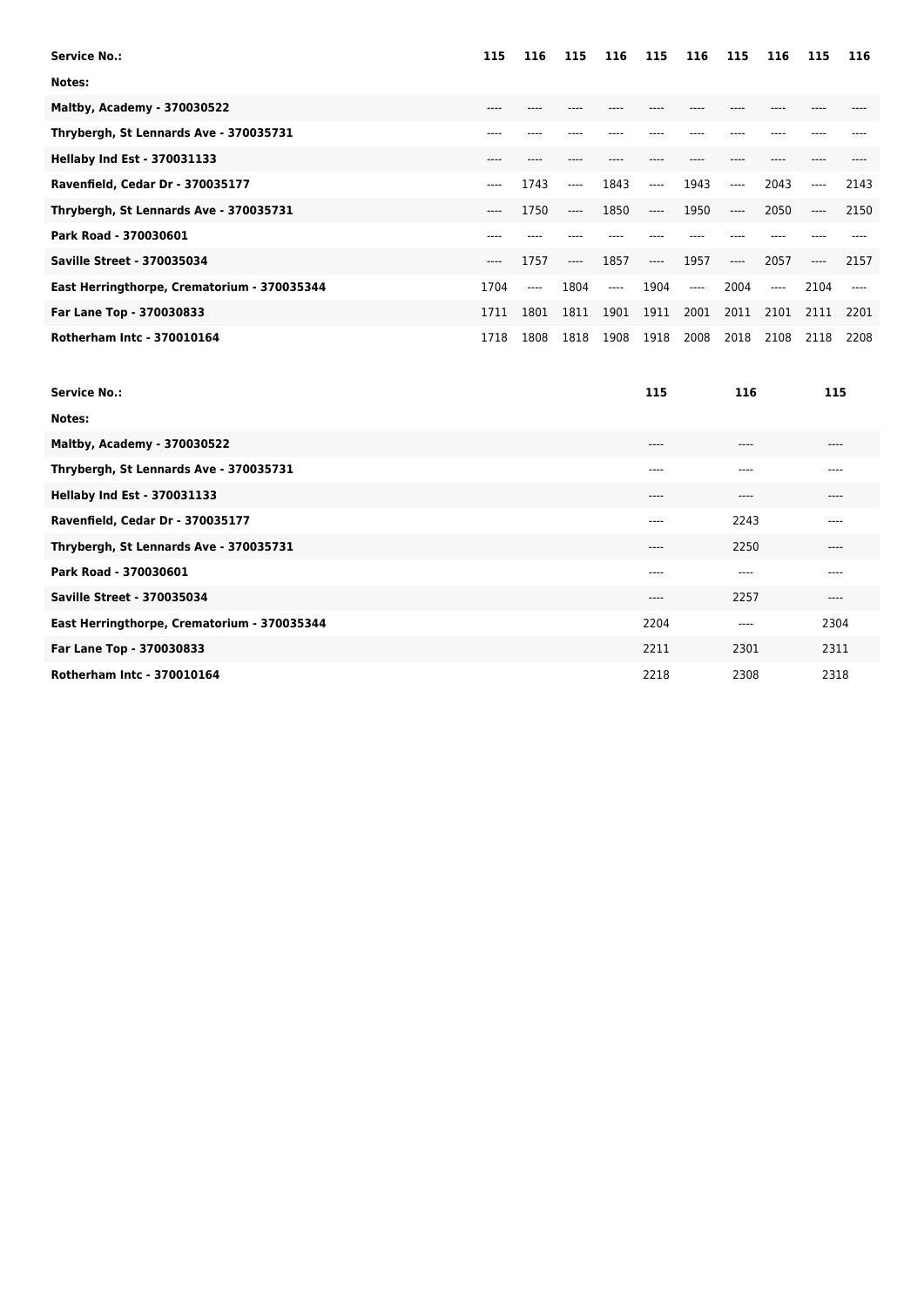| Service No.: | 115 | 116 | 115 | 116 | 115 | 116 | 115 | 116 | 115 | 116 |
|---|---|---|---|---|---|---|---|---|---|---|
| Notes: | | | | | | | | | | |
| Maltby, Academy - 370030522 | ---- | ---- | ---- | ---- | ---- | ---- | ---- | ---- | ---- | ---- |
| Thrybergh, St Lennards Ave - 370035731 | ---- | ---- | ---- | ---- | ---- | ---- | ---- | ---- | ---- | ---- |
| Hellaby Ind Est - 370031133 | ---- | ---- | ---- | ---- | ---- | ---- | ---- | ---- | ---- | ---- |
| Ravenfield, Cedar Dr - 370035177 | ---- | 1743 | ---- | 1843 | ---- | 1943 | ---- | 2043 | ---- | 2143 |
| Thrybergh, St Lennards Ave - 370035731 | ---- | 1750 | ---- | 1850 | ---- | 1950 | ---- | 2050 | ---- | 2150 |
| Park Road - 370030601 | ---- | ---- | ---- | ---- | ---- | ---- | ---- | ---- | ---- | ---- |
| Saville Street - 370035034 | ---- | 1757 | ---- | 1857 | ---- | 1957 | ---- | 2057 | ---- | 2157 |
| East Herringthorpe, Crematorium - 370035344 | 1704 | ---- | 1804 | ---- | 1904 | ---- | 2004 | ---- | 2104 | ---- |
| Far Lane Top - 370030833 | 1711 | 1801 | 1811 | 1901 | 1911 | 2001 | 2011 | 2101 | 2111 | 2201 |
| Rotherham Intc - 370010164 | 1718 | 1808 | 1818 | 1908 | 1918 | 2008 | 2018 | 2108 | 2118 | 2208 |

| Service No.: | 115 | 116 | 115 |
|---|---|---|---|
| Notes: | | | |
| Maltby, Academy - 370030522 | ---- | ---- | ---- |
| Thrybergh, St Lennards Ave - 370035731 | ---- | ---- | ---- |
| Hellaby Ind Est - 370031133 | ---- | ---- | ---- |
| Ravenfield, Cedar Dr - 370035177 | ---- | 2243 | ---- |
| Thrybergh, St Lennards Ave - 370035731 | ---- | 2250 | ---- |
| Park Road - 370030601 | ---- | ---- | ---- |
| Saville Street - 370035034 | ---- | 2257 | ---- |
| East Herringthorpe, Crematorium - 370035344 | 2204 | ---- | 2304 |
| Far Lane Top - 370030833 | 2211 | 2301 | 2311 |
| Rotherham Intc - 370010164 | 2218 | 2308 | 2318 |